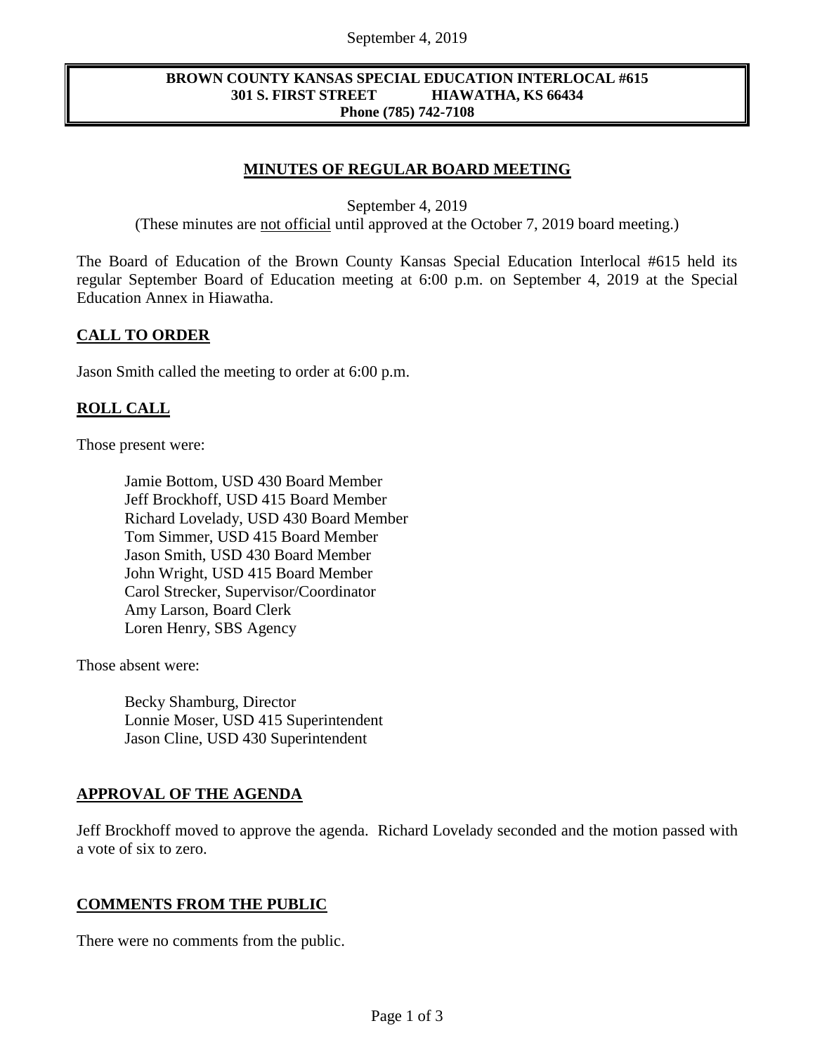**BROWN COUNTY KANSAS SPECIAL EDUCATION INTERLOCAL #615**
**301 S. FIRST STREET HIAWATHA, KS 66434**
**Phone (785) 742-7108**

# MINUTES OF REGULAR BOARD MEETING

September 4, 2019
(These minutes are not official until approved at the October 7, 2019 board meeting.)

The Board of Education of the Brown County Kansas Special Education Interlocal #615 held its regular September Board of Education meeting at 6:00 p.m. on September 4, 2019 at the Special Education Annex in Hiawatha.

## CALL TO ORDER

Jason Smith called the meeting to order at 6:00 p.m.

## ROLL CALL

Those present were:

Jamie Bottom, USD 430 Board Member
Jeff Brockhoff, USD 415 Board Member
Richard Lovelady, USD 430 Board Member
Tom Simmer, USD 415 Board Member
Jason Smith, USD 430 Board Member
John Wright, USD 415 Board Member
Carol Strecker, Supervisor/Coordinator
Amy Larson, Board Clerk
Loren Henry, SBS Agency

Those absent were:

Becky Shamburg, Director
Lonnie Moser, USD 415 Superintendent
Jason Cline, USD 430 Superintendent

## APPROVAL OF THE AGENDA

Jeff Brockhoff moved to approve the agenda. Richard Lovelady seconded and the motion passed with a vote of six to zero.

## COMMENTS FROM THE PUBLIC

There were no comments from the public.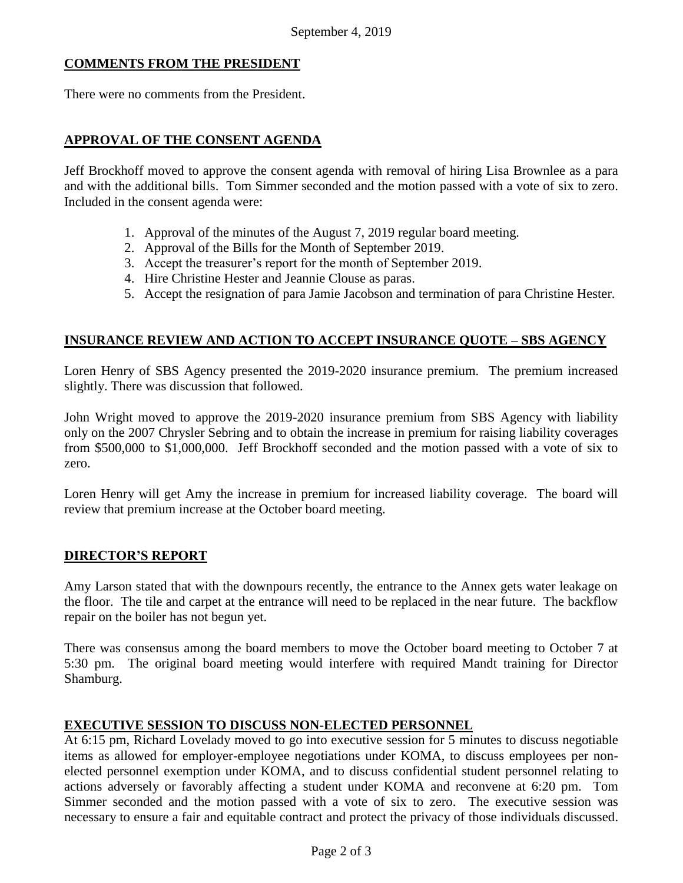September 4, 2019

## COMMENTS FROM THE PRESIDENT

There were no comments from the President.

## APPROVAL OF THE CONSENT AGENDA

Jeff Brockhoff moved to approve the consent agenda with removal of hiring Lisa Brownlee as a para and with the additional bills. Tom Simmer seconded and the motion passed with a vote of six to zero. Included in the consent agenda were:

1. Approval of the minutes of the August 7, 2019 regular board meeting.
2. Approval of the Bills for the Month of September 2019.
3. Accept the treasurer's report for the month of September 2019.
4. Hire Christine Hester and Jeannie Clouse as paras.
5. Accept the resignation of para Jamie Jacobson and termination of para Christine Hester.

## INSURANCE REVIEW AND ACTION TO ACCEPT INSURANCE QUOTE – SBS AGENCY

Loren Henry of SBS Agency presented the 2019-2020 insurance premium. The premium increased slightly. There was discussion that followed.

John Wright moved to approve the 2019-2020 insurance premium from SBS Agency with liability only on the 2007 Chrysler Sebring and to obtain the increase in premium for raising liability coverages from $500,000 to $1,000,000. Jeff Brockhoff seconded and the motion passed with a vote of six to zero.

Loren Henry will get Amy the increase in premium for increased liability coverage. The board will review that premium increase at the October board meeting.

## DIRECTOR'S REPORT

Amy Larson stated that with the downpours recently, the entrance to the Annex gets water leakage on the floor. The tile and carpet at the entrance will need to be replaced in the near future. The backflow repair on the boiler has not begun yet.

There was consensus among the board members to move the October board meeting to October 7 at 5:30 pm. The original board meeting would interfere with required Mandt training for Director Shamburg.

## EXECUTIVE SESSION TO DISCUSS NON-ELECTED PERSONNEL

At 6:15 pm, Richard Lovelady moved to go into executive session for 5 minutes to discuss negotiable items as allowed for employer-employee negotiations under KOMA, to discuss employees per non-elected personnel exemption under KOMA, and to discuss confidential student personnel relating to actions adversely or favorably affecting a student under KOMA and reconvene at 6:20 pm. Tom Simmer seconded and the motion passed with a vote of six to zero. The executive session was necessary to ensure a fair and equitable contract and protect the privacy of those individuals discussed.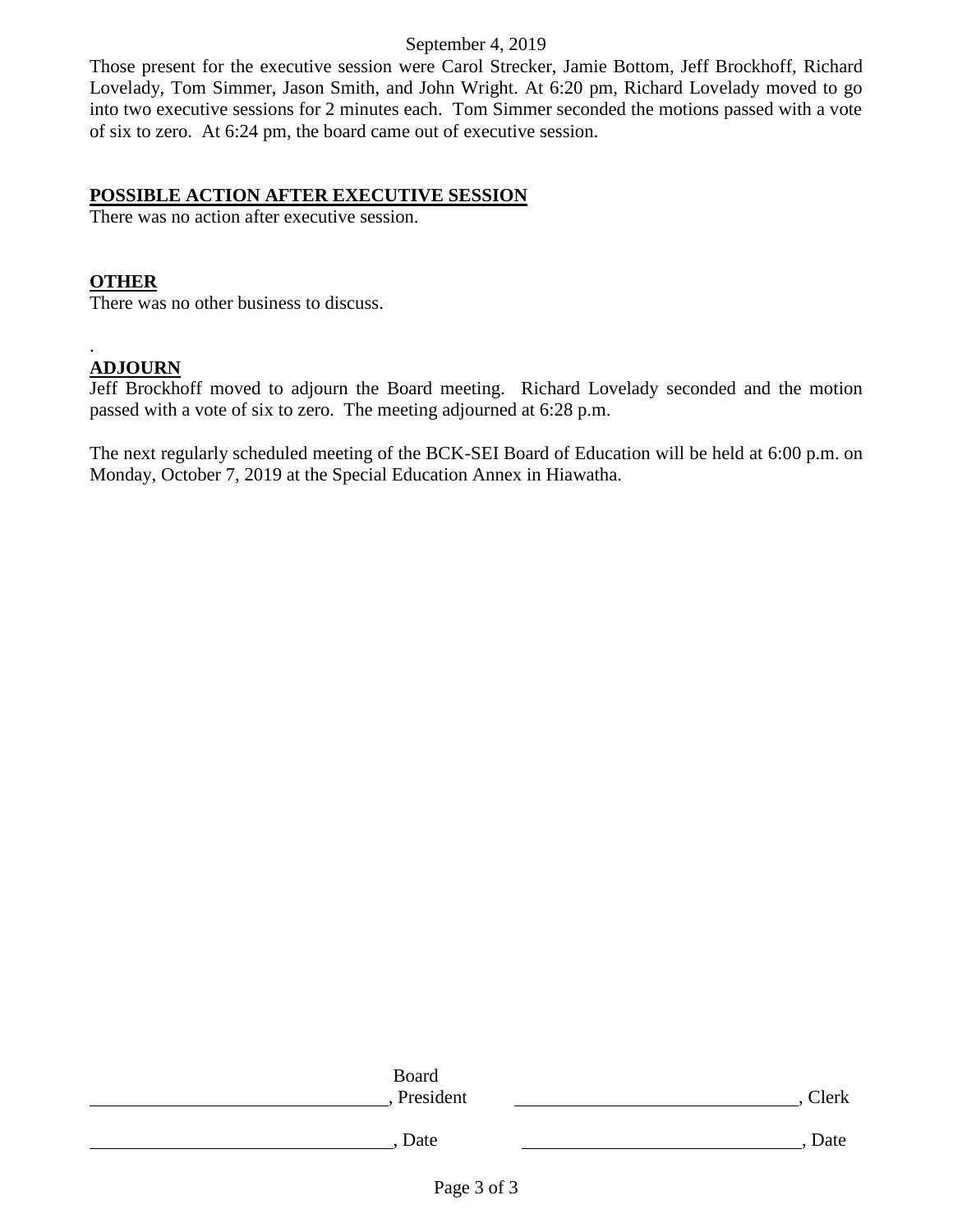September 4, 2019

Those present for the executive session were Carol Strecker, Jamie Bottom, Jeff Brockhoff, Richard Lovelady, Tom Simmer, Jason Smith, and John Wright. At 6:20 pm, Richard Lovelady moved to go into two executive sessions for 2 minutes each. Tom Simmer seconded the motions passed with a vote of six to zero. At 6:24 pm, the board came out of executive session.

**POSSIBLE ACTION AFTER EXECUTIVE SESSION**

There was no action after executive session.

**OTHER**

There was no other business to discuss.

.

**ADJOURN**

Jeff Brockhoff moved to adjourn the Board meeting. Richard Lovelady seconded and the motion passed with a vote of six to zero. The meeting adjourned at 6:28 p.m.

The next regularly scheduled meeting of the BCK-SEI Board of Education will be held at 6:00 p.m. on Monday, October 7, 2019 at the Special Education Annex in Hiawatha.

Board

\_\_\_\_\_\_\_\_\_\_\_\_\_\_\_\_\_\_\_\_\_\_\_\_\_\_\_\_\_\_, President \_\_\_\_\_\_\_\_\_\_\_\_\_\_\_\_\_\_\_\_\_\_\_\_\_\_\_\_\_\_, Clerk

\_\_\_\_\_\_\_\_\_\_\_\_\_\_\_\_\_\_\_\_\_\_\_\_\_\_\_\_\_\_, Date \_\_\_\_\_\_\_\_\_\_\_\_\_\_\_\_\_\_\_\_\_\_\_\_\_\_\_\_\_\_, Date